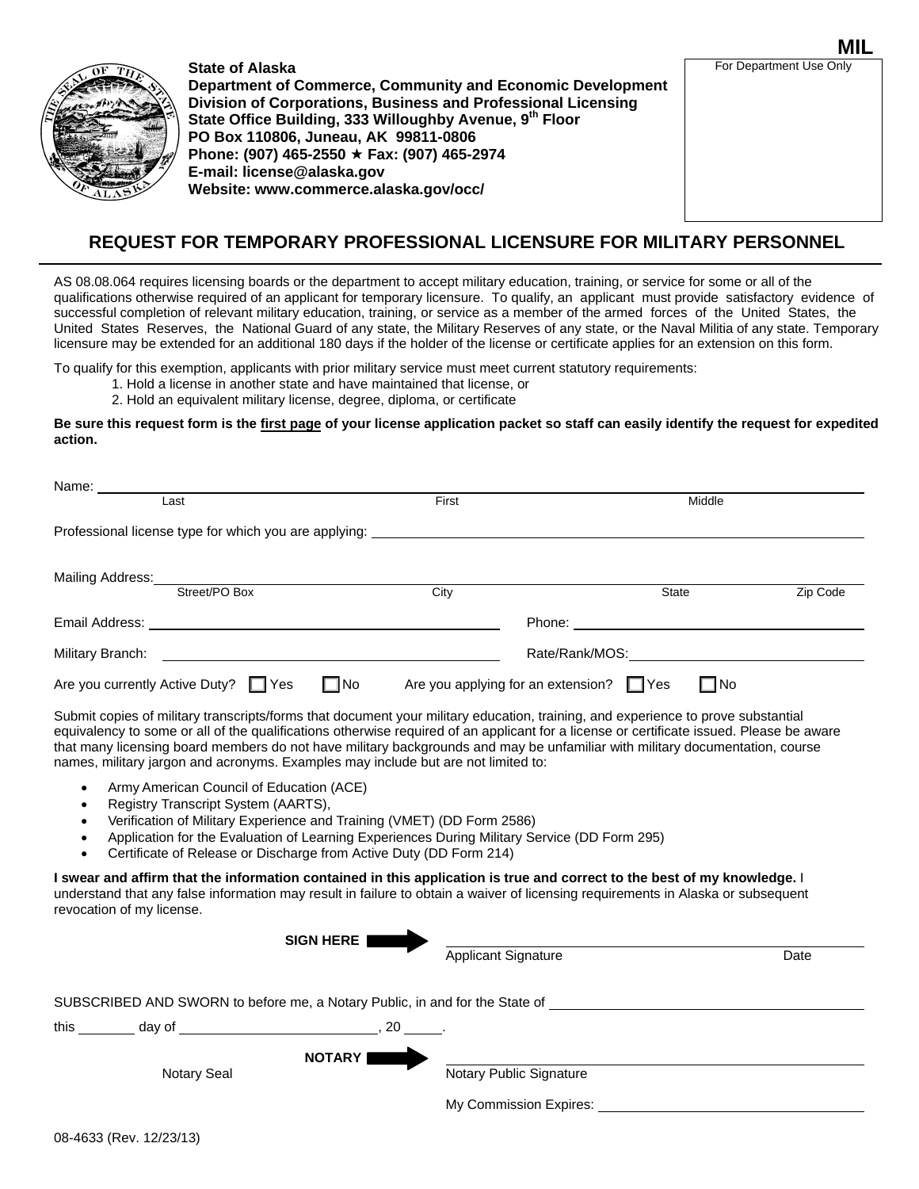**MIL**

For Department Use Only

**State of Alaska**
**Department of Commerce, Community and Economic Development**
**Division of Corporations, Business and Professional Licensing**
**State Office Building, 333 Willoughby Avenue, 9th Floor**
**PO Box 110806, Juneau, AK 99811-0806**
**Phone: (907) 465-2550 ★ Fax: (907) 465-2974**
**E-mail: license@alaska.gov**
**Website: www.commerce.alaska.gov/occ/**

## REQUEST FOR TEMPORARY PROFESSIONAL LICENSURE FOR MILITARY PERSONNEL

AS 08.08.064 requires licensing boards or the department to accept military education, training, or service for some or all of the qualifications otherwise required of an applicant for temporary licensure. To qualify, an applicant must provide satisfactory evidence of successful completion of relevant military education, training, or service as a member of the armed forces of the United States, the United States Reserves, the National Guard of any state, the Military Reserves of any state, or the Naval Militia of any state. Temporary licensure may be extended for an additional 180 days if the holder of the license or certificate applies for an extension on this form.

To qualify for this exemption, applicants with prior military service must meet current statutory requirements:

1. Hold a license in another state and have maintained that license, or
2. Hold an equivalent military license, degree, diploma, or certificate

**Be sure this request form is the first page of your license application packet so staff can easily identify the request for expedited action.**

Name: ______________________________________________
Last First Middle

Professional license type for which you are applying: ______________________________

Mailing Address: ______________________________________________
Street/PO Box City State Zip Code

Email Address: ______________________ Phone: ______________________

Military Branch: ______________________ Rate/Rank/MOS: ______________________

Are you currently Active Duty? ☐ Yes ☐ No Are you applying for an extension? ☐ Yes ☐ No

Submit copies of military transcripts/forms that document your military education, training, and experience to prove substantial equivalency to some or all of the qualifications otherwise required of an applicant for a license or certificate issued. Please be aware that many licensing board members do not have military backgrounds and may be unfamiliar with military documentation, course names, military jargon and acronyms. Examples may include but are not limited to:

- Army American Council of Education (ACE)
- Registry Transcript System (AARTS),
- Verification of Military Experience and Training (VMET) (DD Form 2586)
- Application for the Evaluation of Learning Experiences During Military Service (DD Form 295)
- Certificate of Release or Discharge from Active Duty (DD Form 214)

**I swear and affirm that the information contained in this application is true and correct to the best of my knowledge.** I understand that any false information may result in failure to obtain a waiver of licensing requirements in Alaska or subsequent revocation of my license.

**SIGN HERE** ➡ ______________________________________________
Applicant Signature Date

SUBSCRIBED AND SWORN to before me, a Notary Public, in and for the State of ______________________

this ________ day of ______________________, 20 _____.

**NOTARY** ➡ ______________________________________________
Notary Seal Notary Public Signature

My Commission Expires: ______________________

08-4633 (Rev. 12/23/13)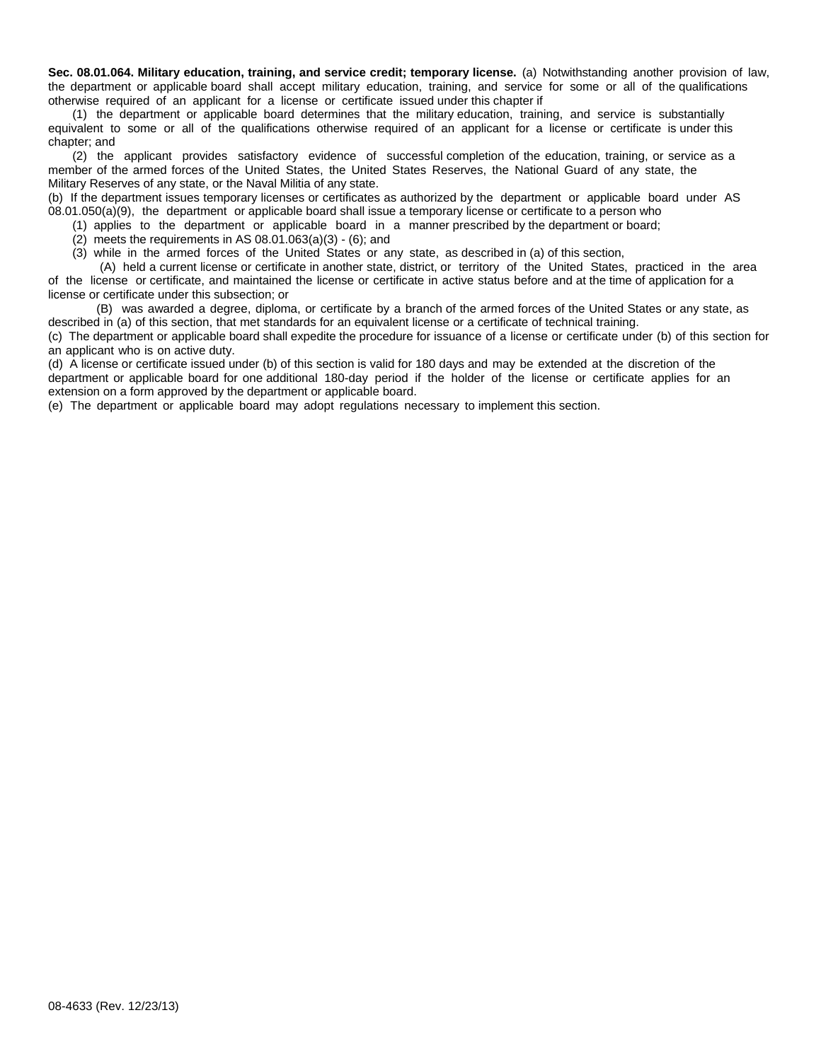**Sec. 08.01.064. Military education, training, and service credit; temporary license.** (a) Notwithstanding another provision of law, the department or applicable board shall accept military education, training, and service for some or all of the qualifications otherwise required of an applicant for a license or certificate issued under this chapter if

(1) the department or applicable board determines that the military education, training, and service is substantially equivalent to some or all of the qualifications otherwise required of an applicant for a license or certificate is under this chapter; and

(2) the applicant provides satisfactory evidence of successful completion of the education, training, or service as a member of the armed forces of the United States, the United States Reserves, the National Guard of any state, the Military Reserves of any state, or the Naval Militia of any state.

(b) If the department issues temporary licenses or certificates as authorized by the department or applicable board under AS 08.01.050(a)(9), the department or applicable board shall issue a temporary license or certificate to a person who

(1) applies to the department or applicable board in a manner prescribed by the department or board;

(2) meets the requirements in AS 08.01.063(a)(3) - (6); and

(3) while in the armed forces of the United States or any state, as described in (a) of this section,

(A) held a current license or certificate in another state, district, or territory of the United States, practiced in the area of the license or certificate, and maintained the license or certificate in active status before and at the time of application for a license or certificate under this subsection; or

(B) was awarded a degree, diploma, or certificate by a branch of the armed forces of the United States or any state, as described in (a) of this section, that met standards for an equivalent license or a certificate of technical training.

(c) The department or applicable board shall expedite the procedure for issuance of a license or certificate under (b) of this section for an applicant who is on active duty.

(d) A license or certificate issued under (b) of this section is valid for 180 days and may be extended at the discretion of the department or applicable board for one additional 180-day period if the holder of the license or certificate applies for an extension on a form approved by the department or applicable board.

(e) The department or applicable board may adopt regulations necessary to implement this section.

08-4633 (Rev. 12/23/13)